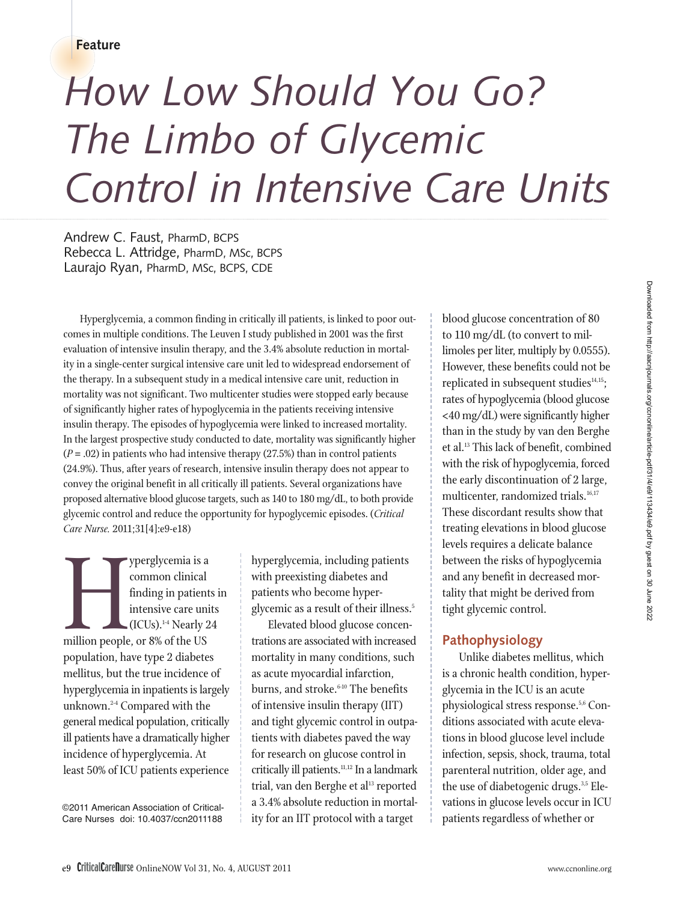Feature

# How Low Should You Go? The Limbo of Glycemic Control in Intensive Care Units

Andrew C. Faust, PharmD, BCPS
Rebecca L. Attridge, PharmD, MSc, BCPS
Laurajo Ryan, PharmD, MSc, BCPS, CDE

Hyperglycemia, a common finding in critically ill patients, is linked to poor outcomes in multiple conditions. The Leuven I study published in 2001 was the first evaluation of intensive insulin therapy, and the 3.4% absolute reduction in mortality in a single-center surgical intensive care unit led to widespread endorsement of the therapy. In a subsequent study in a medical intensive care unit, reduction in mortality was not significant. Two multicenter studies were stopped early because of significantly higher rates of hypoglycemia in the patients receiving intensive insulin therapy. The episodes of hypoglycemia were linked to increased mortality. In the largest prospective study conducted to date, mortality was significantly higher ($P = .02$) in patients who had intensive therapy (27.5%) than in control patients (24.9%). Thus, after years of research, intensive insulin therapy does not appear to convey the original benefit in all critically ill patients. Several organizations have proposed alternative blood glucose targets, such as 140 to 180 mg/dL, to both provide glycemic control and reduce the opportunity for hypoglycemic episodes. (*Critical Care Nurse.* 2011;31[4]:e9-e18)

Hyperglycemia is a common clinical finding in patients in intensive care units (ICUs).[1-4] Nearly 24 million people, or 8% of the US population, have type 2 diabetes mellitus, but the true incidence of hyperglycemia in inpatients is largely unknown.[2-4] Compared with the general medical population, critically ill patients have a dramatically higher incidence of hyperglycemia. At least 50% of ICU patients experience hyperglycemia, including patients with preexisting diabetes and patients who become hyperglycemic as a result of their illness.[5]

Elevated blood glucose concentrations are associated with increased mortality in many conditions, such as acute myocardial infarction, burns, and stroke.[6-10] The benefits of intensive insulin therapy (IIT) and tight glycemic control in outpatients with diabetes paved the way for research on glucose control in critically ill patients.[11,12] In a landmark trial, van den Berghe et al[13] reported a 3.4% absolute reduction in mortality for an IIT protocol with a target blood glucose concentration of 80 to 110 mg/dL (to convert to millimoles per liter, multiply by 0.0555). However, these benefits could not be replicated in subsequent studies[14,15]; rates of hypoglycemia (blood glucose <40 mg/dL) were significantly higher than in the study by van den Berghe et al.[13] This lack of benefit, combined with the risk of hypoglycemia, forced the early discontinuation of 2 large, multicenter, randomized trials.[16,17] These discordant results show that treating elevations in blood glucose levels requires a delicate balance between the risks of hypoglycemia and any benefit in decreased mortality that might be derived from tight glycemic control.

## Pathophysiology

Unlike diabetes mellitus, which is a chronic health condition, hyperglycemia in the ICU is an acute physiological stress response.[5,6] Conditions associated with acute elevations in blood glucose level include infection, sepsis, shock, trauma, total parenteral nutrition, older age, and the use of diabetogenic drugs.[3,5] Elevations in glucose levels occur in ICU patients regardless of whether or

©2011 American Association of Critical-Care Nurses doi: 10.4037/ccn2011188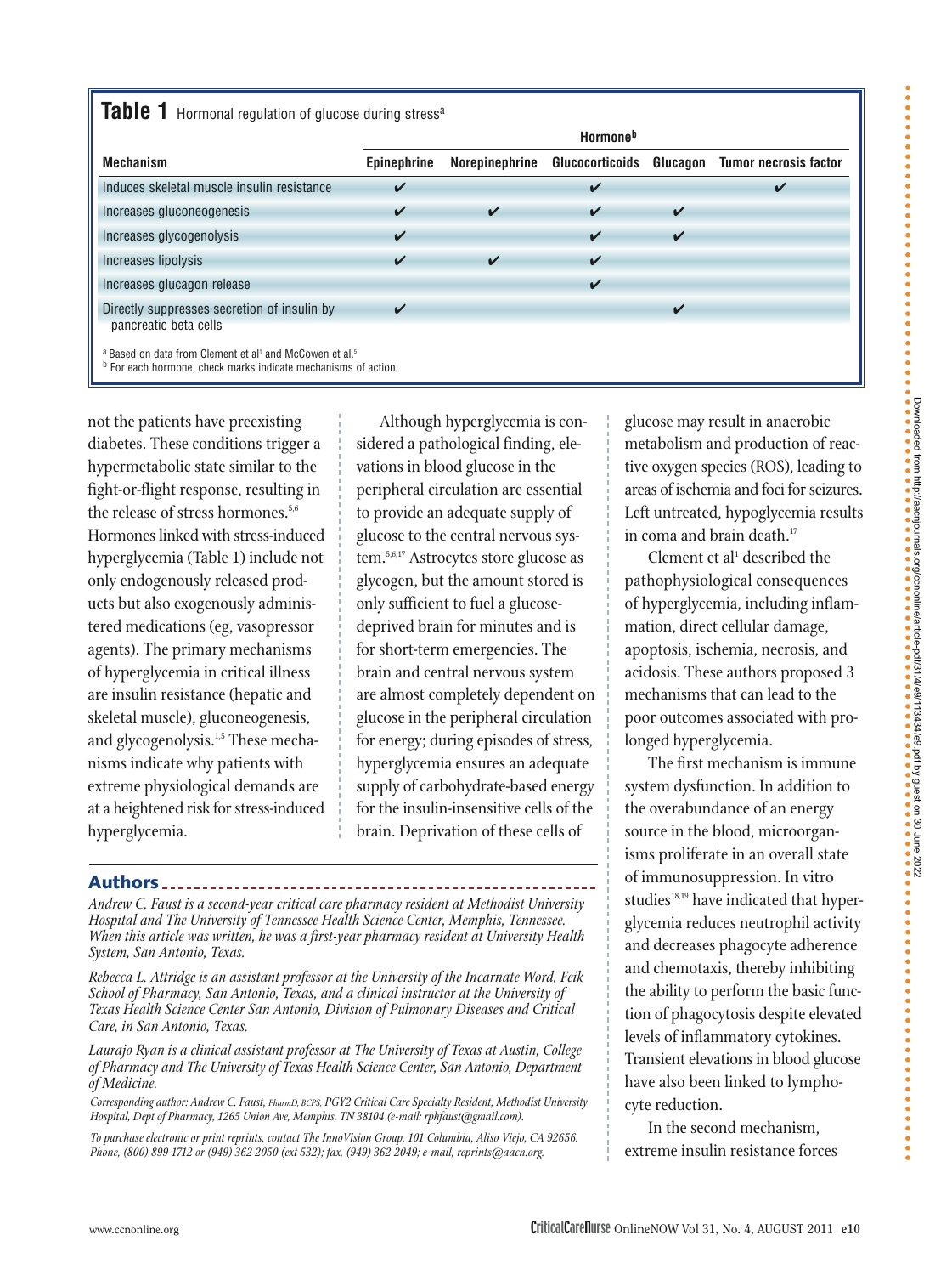**Table 1** Hormonal regulation of glucose during stress[a]

| Mechanism | Hormone[b] | | | | |
|---|---|---|---|---|---|
| | Epinephrine | Norepinephrine | Glucocorticoids | Glucagon | Tumor necrosis factor |
| Induces skeletal muscle insulin resistance | ✔ | | ✔ | | ✔ |
| Increases gluconeogenesis | ✔ | ✔ | ✔ | ✔ | |
| Increases glycogenolysis | ✔ | | ✔ | ✔ | |
| Increases lipolysis | ✔ | ✔ | ✔ | | |
| Increases glucagon release | | | ✔ | | |
| Directly suppresses secretion of insulin by pancreatic beta cells | ✔ | | | ✔ | |

[a] Based on data from Clement et al[1] and McCowen et al.[5]
[b] For each hormone, check marks indicate mechanisms of action.

not the patients have preexisting diabetes. These conditions trigger a hypermetabolic state similar to the fight-or-flight response, resulting in the release of stress hormones.[5,6] Hormones linked with stress-induced hyperglycemia (Table 1) include not only endogenously released products but also exogenously administered medications (eg, vasopressor agents). The primary mechanisms of hyperglycemia in critical illness are insulin resistance (hepatic and skeletal muscle), gluconeogenesis, and glycogenolysis.[1,5] These mechanisms indicate why patients with extreme physiological demands are at a heightened risk for stress-induced hyperglycemia.

Although hyperglycemia is considered a pathological finding, elevations in blood glucose in the peripheral circulation are essential to provide an adequate supply of glucose to the central nervous system.[5,6,17] Astrocytes store glucose as glycogen, but the amount stored is only sufficient to fuel a glucose-deprived brain for minutes and is for short-term emergencies. The brain and central nervous system are almost completely dependent on glucose in the peripheral circulation for energy; during episodes of stress, hyperglycemia ensures an adequate supply of carbohydrate-based energy for the insulin-insensitive cells of the brain. Deprivation of these cells of glucose may result in anaerobic metabolism and production of reactive oxygen species (ROS), leading to areas of ischemia and foci for seizures. Left untreated, hypoglycemia results in coma and brain death.[17]

Clement et al[1] described the pathophysiological consequences of hyperglycemia, including inflammation, direct cellular damage, apoptosis, ischemia, necrosis, and acidosis. These authors proposed 3 mechanisms that can lead to the poor outcomes associated with prolonged hyperglycemia.

The first mechanism is immune system dysfunction. In addition to the overabundance of an energy source in the blood, microorganisms proliferate in an overall state of immunosuppression. In vitro studies[18,19] have indicated that hyperglycemia reduces neutrophil activity and decreases phagocyte adherence and chemotaxis, thereby inhibiting the ability to perform the basic function of phagocytosis despite elevated levels of inflammatory cytokines. Transient elevations in blood glucose have also been linked to lymphocyte reduction.

In the second mechanism, extreme insulin resistance forces

## Authors

*Andrew C. Faust is a second-year critical care pharmacy resident at Methodist University Hospital and The University of Tennessee Health Science Center, Memphis, Tennessee. When this article was written, he was a first-year pharmacy resident at University Health System, San Antonio, Texas.*

*Rebecca L. Attridge is an assistant professor at the University of the Incarnate Word, Feik School of Pharmacy, San Antonio, Texas, and a clinical instructor at the University of Texas Health Science Center San Antonio, Division of Pulmonary Diseases and Critical Care, in San Antonio, Texas.*

*Laurajo Ryan is a clinical assistant professor at The University of Texas at Austin, College of Pharmacy and The University of Texas Health Science Center, San Antonio, Department of Medicine.*

*Corresponding author: Andrew C. Faust, PharmD, BCPS, PGY2 Critical Care Specialty Resident, Methodist University Hospital, Dept of Pharmacy, 1265 Union Ave, Memphis, TN 38104 (e-mail: rphfaust@gmail.com).*

*To purchase electronic or print reprints, contact The InnoVision Group, 101 Columbia, Aliso Viejo, CA 92656. Phone, (800) 899-1712 or (949) 362-2050 (ext 532); fax, (949) 362-2049; e-mail, reprints@aacn.org.*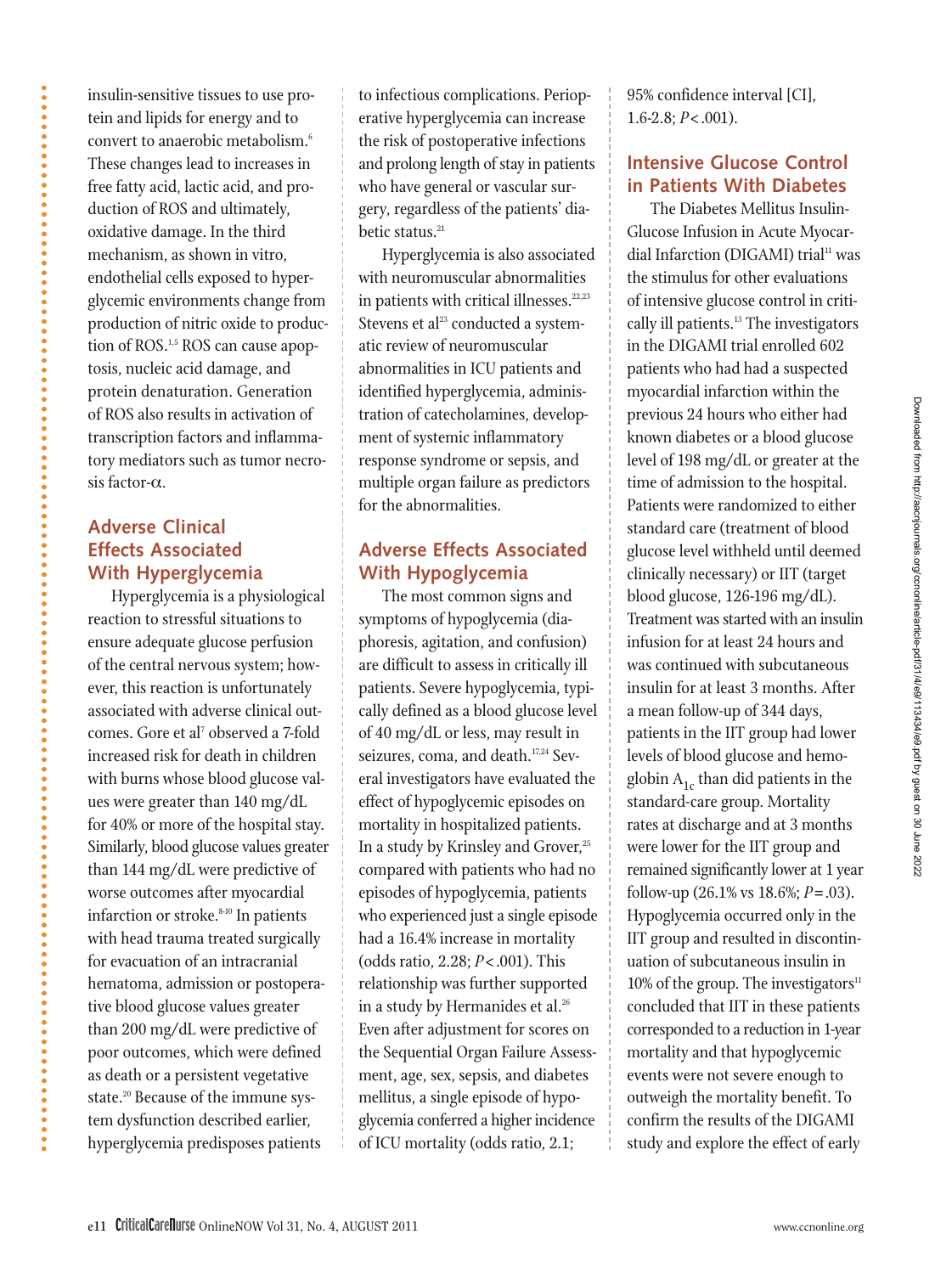insulin-sensitive tissues to use protein and lipids for energy and to convert to anaerobic metabolism.[6] These changes lead to increases in free fatty acid, lactic acid, and production of ROS and ultimately, oxidative damage. In the third mechanism, as shown in vitro, endothelial cells exposed to hyperglycemic environments change from production of nitric oxide to production of ROS.[1,5] ROS can cause apoptosis, nucleic acid damage, and protein denaturation. Generation of ROS also results in activation of transcription factors and inflammatory mediators such as tumor necrosis factor-α.

## Adverse Clinical Effects Associated With Hyperglycemia

Hyperglycemia is a physiological reaction to stressful situations to ensure adequate glucose perfusion of the central nervous system; however, this reaction is unfortunately associated with adverse clinical outcomes. Gore et al[7] observed a 7-fold increased risk for death in children with burns whose blood glucose values were greater than 140 mg/dL for 40% or more of the hospital stay. Similarly, blood glucose values greater than 144 mg/dL were predictive of worse outcomes after myocardial infarction or stroke.[8-10] In patients with head trauma treated surgically for evacuation of an intracranial hematoma, admission or postoperative blood glucose values greater than 200 mg/dL were predictive of poor outcomes, which were defined as death or a persistent vegetative state.[20] Because of the immune system dysfunction described earlier, hyperglycemia predisposes patients to infectious complications. Perioperative hyperglycemia can increase the risk of postoperative infections and prolong length of stay in patients who have general or vascular surgery, regardless of the patients' diabetic status.[21]

Hyperglycemia is also associated with neuromuscular abnormalities in patients with critical illnesses.[22,23] Stevens et al[23] conducted a systematic review of neuromuscular abnormalities in ICU patients and identified hyperglycemia, administration of catecholamines, development of systemic inflammatory response syndrome or sepsis, and multiple organ failure as predictors for the abnormalities.

## Adverse Effects Associated With Hypoglycemia

The most common signs and symptoms of hypoglycemia (diaphoresis, agitation, and confusion) are difficult to assess in critically ill patients. Severe hypoglycemia, typically defined as a blood glucose level of 40 mg/dL or less, may result in seizures, coma, and death.[17,24] Several investigators have evaluated the effect of hypoglycemic episodes on mortality in hospitalized patients. In a study by Krinsley and Grover,[25] compared with patients who had no episodes of hypoglycemia, patients who experienced just a single episode had a 16.4% increase in mortality (odds ratio, 2.28; $P < .001$). This relationship was further supported in a study by Hermanides et al.[26] Even after adjustment for scores on the Sequential Organ Failure Assessment, age, sex, sepsis, and diabetes mellitus, a single episode of hypoglycemia conferred a higher incidence of ICU mortality (odds ratio, 2.1; 95% confidence interval [CI], 1.6-2.8; $P < .001$).

## Intensive Glucose Control in Patients With Diabetes

The Diabetes Mellitus Insulin-Glucose Infusion in Acute Myocardial Infarction (DIGAMI) trial[11] was the stimulus for other evaluations of intensive glucose control in critically ill patients.[13] The investigators in the DIGAMI trial enrolled 602 patients who had had a suspected myocardial infarction within the previous 24 hours who either had known diabetes or a blood glucose level of 198 mg/dL or greater at the time of admission to the hospital. Patients were randomized to either standard care (treatment of blood glucose level withheld until deemed clinically necessary) or IIT (target blood glucose, 126-196 mg/dL). Treatment was started with an insulin infusion for at least 24 hours and was continued with subcutaneous insulin for at least 3 months. After a mean follow-up of 344 days, patients in the IIT group had lower levels of blood glucose and hemoglobin $A_{1c}$ than did patients in the standard-care group. Mortality rates at discharge and at 3 months were lower for the IIT group and remained significantly lower at 1 year follow-up (26.1% vs 18.6%; $P = .03$). Hypoglycemia occurred only in the IIT group and resulted in discontinuation of subcutaneous insulin in 10% of the group. The investigators[11] concluded that IIT in these patients corresponded to a reduction in 1-year mortality and that hypoglycemic events were not severe enough to outweigh the mortality benefit. To confirm the results of the DIGAMI study and explore the effect of early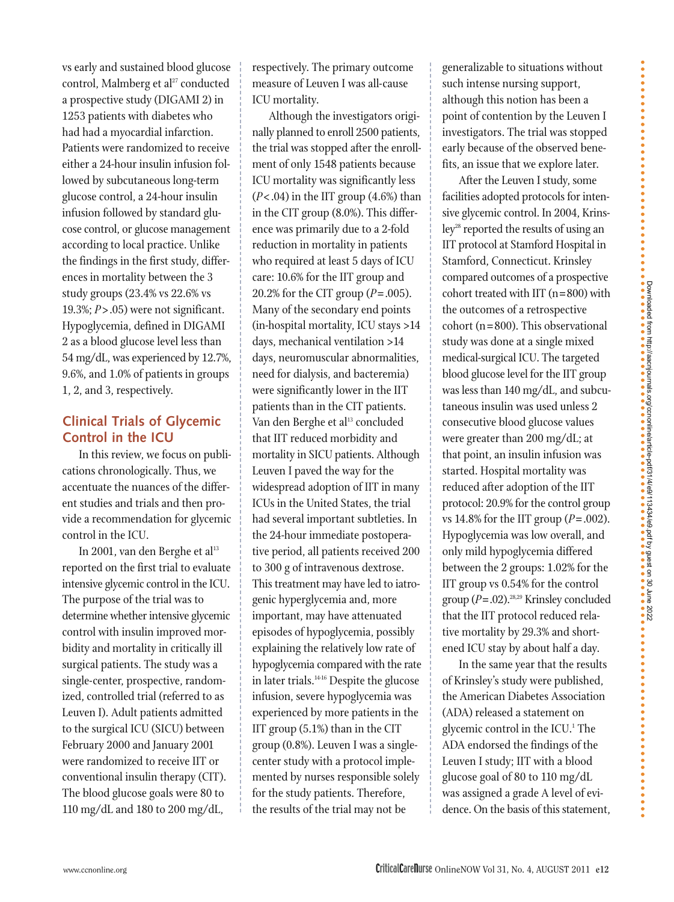vs early and sustained blood glucose control, Malmberg et al[27] conducted a prospective study (DIGAMI 2) in 1253 patients with diabetes who had had a myocardial infarction. Patients were randomized to receive either a 24-hour insulin infusion followed by subcutaneous long-term glucose control, a 24-hour insulin infusion followed by standard glucose control, or glucose management according to local practice. Unlike the findings in the first study, differences in mortality between the 3 study groups (23.4% vs 22.6% vs 19.3%; $P > .05$) were not significant. Hypoglycemia, defined in DIGAMI 2 as a blood glucose level less than 54 mg/dL, was experienced by 12.7%, 9.6%, and 1.0% of patients in groups 1, 2, and 3, respectively.

## Clinical Trials of Glycemic Control in the ICU

In this review, we focus on publications chronologically. Thus, we accentuate the nuances of the different studies and trials and then provide a recommendation for glycemic control in the ICU.

In 2001, van den Berghe et al[13] reported on the first trial to evaluate intensive glycemic control in the ICU. The purpose of the trial was to determine whether intensive glycemic control with insulin improved morbidity and mortality in critically ill surgical patients. The study was a single-center, prospective, randomized, controlled trial (referred to as Leuven I). Adult patients admitted to the surgical ICU (SICU) between February 2000 and January 2001 were randomized to receive IIT or conventional insulin therapy (CIT). The blood glucose goals were 80 to 110 mg/dL and 180 to 200 mg/dL, respectively. The primary outcome measure of Leuven I was all-cause ICU mortality.

Although the investigators originally planned to enroll 2500 patients, the trial was stopped after the enrollment of only 1548 patients because ICU mortality was significantly less ($P < .04$) in the IIT group (4.6%) than in the CIT group (8.0%). This difference was primarily due to a 2-fold reduction in mortality in patients who required at least 5 days of ICU care: 10.6% for the IIT group and 20.2% for the CIT group ($P = .005$). Many of the secondary end points (in-hospital mortality, ICU stays >14 days, mechanical ventilation >14 days, neuromuscular abnormalities, need for dialysis, and bacteremia) were significantly lower in the IIT patients than in the CIT patients. Van den Berghe et al[13] concluded that IIT reduced morbidity and mortality in SICU patients. Although Leuven I paved the way for the widespread adoption of IIT in many ICUs in the United States, the trial had several important subtleties. In the 24-hour immediate postoperative period, all patients received 200 to 300 g of intravenous dextrose. This treatment may have led to iatrogenic hyperglycemia and, more important, may have attenuated episodes of hypoglycemia, possibly explaining the relatively low rate of hypoglycemia compared with the rate in later trials.[14-16] Despite the glucose infusion, severe hypoglycemia was experienced by more patients in the IIT group (5.1%) than in the CIT group (0.8%). Leuven I was a single-center study with a protocol implemented by nurses responsible solely for the study patients. Therefore, the results of the trial may not be generalizable to situations without such intense nursing support, although this notion has been a point of contention by the Leuven I investigators. The trial was stopped early because of the observed benefits, an issue that we explore later.

After the Leuven I study, some facilities adopted protocols for intensive glycemic control. In 2004, Krinsley[28] reported the results of using an IIT protocol at Stamford Hospital in Stamford, Connecticut. Krinsley compared outcomes of a prospective cohort treated with IIT (n=800) with the outcomes of a retrospective cohort (n=800). This observational study was done at a single mixed medical-surgical ICU. The targeted blood glucose level for the IIT group was less than 140 mg/dL, and subcutaneous insulin was used unless 2 consecutive blood glucose values were greater than 200 mg/dL; at that point, an insulin infusion was started. Hospital mortality was reduced after adoption of the IIT protocol: 20.9% for the control group vs 14.8% for the IIT group ($P = .002$). Hypoglycemia was low overall, and only mild hypoglycemia differed between the 2 groups: 1.02% for the IIT group vs 0.54% for the control group ($P = .02$).[28,29] Krinsley concluded that the IIT protocol reduced relative mortality by 29.3% and shortened ICU stay by about half a day.

In the same year that the results of Krinsley's study were published, the American Diabetes Association (ADA) released a statement on glycemic control in the ICU.[1] The ADA endorsed the findings of the Leuven I study; IIT with a blood glucose goal of 80 to 110 mg/dL was assigned a grade A level of evidence. On the basis of this statement,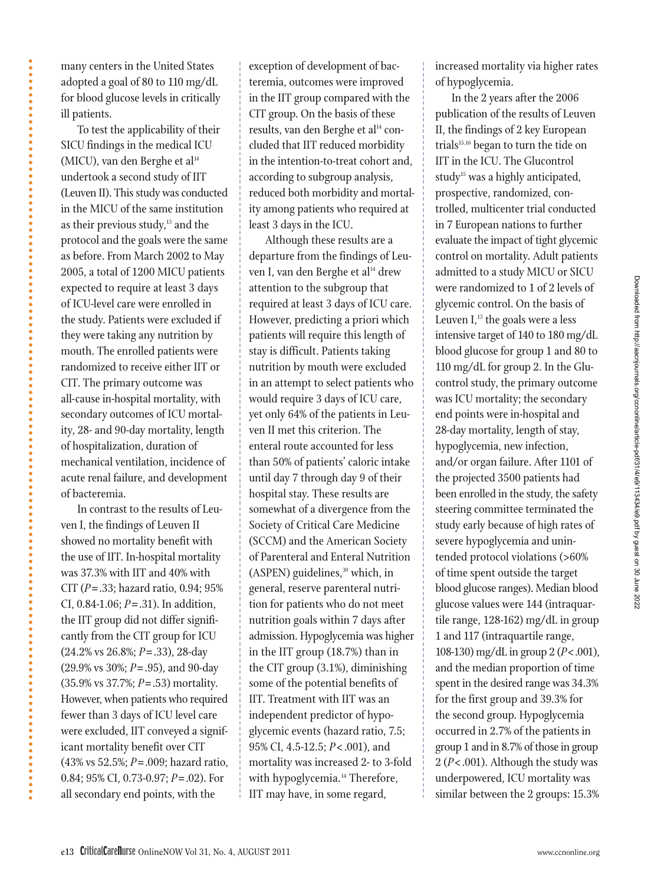many centers in the United States adopted a goal of 80 to 110 mg/dL for blood glucose levels in critically ill patients.

To test the applicability of their SICU findings in the medical ICU (MICU), van den Berghe et al[14] undertook a second study of IIT (Leuven II). This study was conducted in the MICU of the same institution as their previous study,[13] and the protocol and the goals were the same as before. From March 2002 to May 2005, a total of 1200 MICU patients expected to require at least 3 days of ICU-level care were enrolled in the study. Patients were excluded if they were taking any nutrition by mouth. The enrolled patients were randomized to receive either IIT or CIT. The primary outcome was all-cause in-hospital mortality, with secondary outcomes of ICU mortality, 28- and 90-day mortality, length of hospitalization, duration of mechanical ventilation, incidence of acute renal failure, and development of bacteremia.

In contrast to the results of Leuven I, the findings of Leuven II showed no mortality benefit with the use of IIT. In-hospital mortality was 37.3% with IIT and 40% with CIT ($P = .33$; hazard ratio, 0.94; 95% CI, 0.84-1.06; $P = .31$). In addition, the IIT group did not differ significantly from the CIT group for ICU (24.2% vs 26.8%; $P = .33$), 28-day (29.9% vs 30%; $P = .95$), and 90-day (35.9% vs 37.7%; $P = .53$) mortality. However, when patients who required fewer than 3 days of ICU level care were excluded, IIT conveyed a significant mortality benefit over CIT (43% vs 52.5%; $P = .009$; hazard ratio, 0.84; 95% CI, 0.73-0.97; $P = .02$). For all secondary end points, with the exception of development of bacteremia, outcomes were improved in the IIT group compared with the CIT group. On the basis of these results, van den Berghe et al[14] concluded that IIT reduced morbidity in the intention-to-treat cohort and, according to subgroup analysis, reduced both morbidity and mortality among patients who required at least 3 days in the ICU.

Although these results are a departure from the findings of Leuven I, van den Berghe et al[14] drew attention to the subgroup that required at least 3 days of ICU care. However, predicting a priori which patients will require this length of stay is difficult. Patients taking nutrition by mouth were excluded in an attempt to select patients who would require 3 days of ICU care, yet only 64% of the patients in Leuven II met this criterion. The enteral route accounted for less than 50% of patients' caloric intake until day 7 through day 9 of their hospital stay. These results are somewhat of a divergence from the Society of Critical Care Medicine (SCCM) and the American Society of Parenteral and Enteral Nutrition (ASPEN) guidelines,[30] which, in general, reserve parenteral nutrition for patients who do not meet nutrition goals within 7 days after admission. Hypoglycemia was higher in the IIT group (18.7%) than in the CIT group (3.1%), diminishing some of the potential benefits of IIT. Treatment with IIT was an independent predictor of hypoglycemic events (hazard ratio, 7.5; 95% CI, 4.5-12.5; $P < .001$), and mortality was increased 2- to 3-fold with hypoglycemia.[14] Therefore, IIT may have, in some regard, increased mortality via higher rates of hypoglycemia.

In the 2 years after the 2006 publication of the results of Leuven II, the findings of 2 key European trials[15,16] began to turn the tide on IIT in the ICU. The Glucontrol study[15] was a highly anticipated, prospective, randomized, controlled, multicenter trial conducted in 7 European nations to further evaluate the impact of tight glycemic control on mortality. Adult patients admitted to a study MICU or SICU were randomized to 1 of 2 levels of glycemic control. On the basis of Leuven I,[13] the goals were a less intensive target of 140 to 180 mg/dL blood glucose for group 1 and 80 to 110 mg/dL for group 2. In the Glucontrol study, the primary outcome was ICU mortality; the secondary end points were in-hospital and 28-day mortality, length of stay, hypoglycemia, new infection, and/or organ failure. After 1101 of the projected 3500 patients had been enrolled in the study, the safety steering committee terminated the study early because of high rates of severe hypoglycemia and unintended protocol violations (>60% of time spent outside the target blood glucose ranges). Median blood glucose values were 144 (intraquartile range, 128-162) mg/dL in group 1 and 117 (intraquartile range, 108-130) mg/dL in group 2 ($P < .001$), and the median proportion of time spent in the desired range was 34.3% for the first group and 39.3% for the second group. Hypoglycemia occurred in 2.7% of the patients in group 1 and in 8.7% of those in group 2 ($P < .001$). Although the study was underpowered, ICU mortality was similar between the 2 groups: 15.3%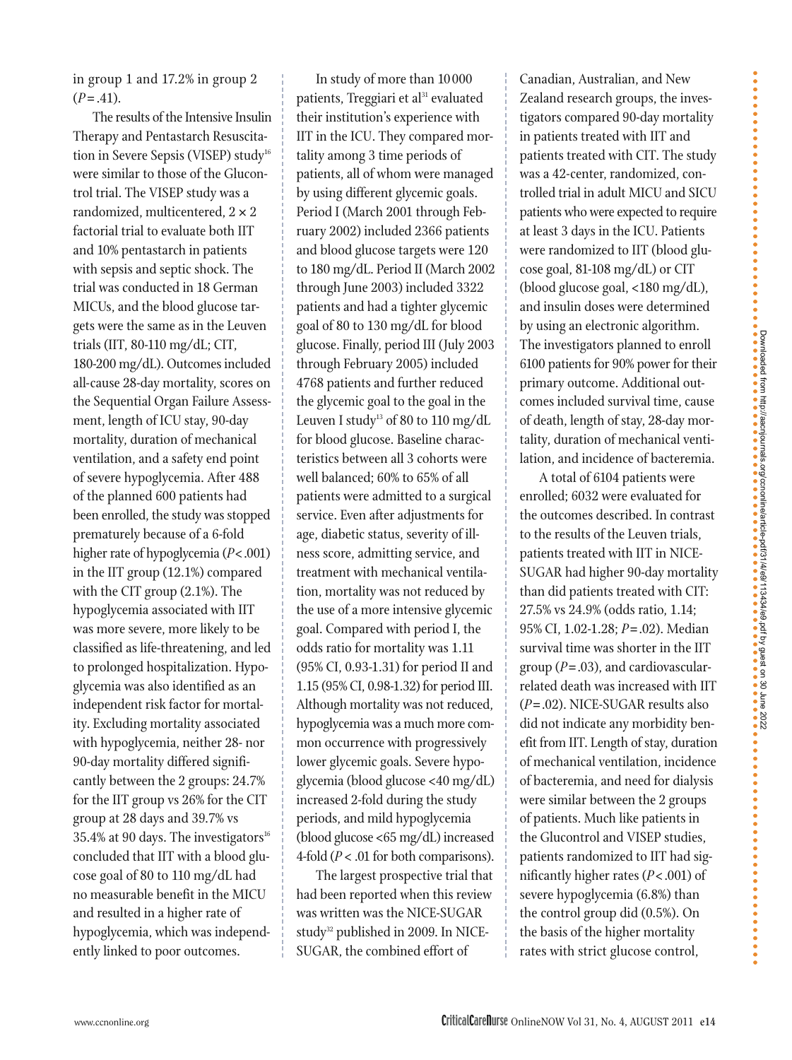in group 1 and 17.2% in group 2 ($P = .41$).

The results of the Intensive Insulin Therapy and Pentastarch Resuscitation in Severe Sepsis (VISEP) study[16] were similar to those of the Glucontrol trial. The VISEP study was a randomized, multicentered, 2 × 2 factorial trial to evaluate both IIT and 10% pentastarch in patients with sepsis and septic shock. The trial was conducted in 18 German MICUs, and the blood glucose targets were the same as in the Leuven trials (IIT, 80-110 mg/dL; CIT, 180-200 mg/dL). Outcomes included all-cause 28-day mortality, scores on the Sequential Organ Failure Assessment, length of ICU stay, 90-day mortality, duration of mechanical ventilation, and a safety end point of severe hypoglycemia. After 488 of the planned 600 patients had been enrolled, the study was stopped prematurely because of a 6-fold higher rate of hypoglycemia ($P < .001$) in the IIT group (12.1%) compared with the CIT group (2.1%). The hypoglycemia associated with IIT was more severe, more likely to be classified as life-threatening, and led to prolonged hospitalization. Hypoglycemia was also identified as an independent risk factor for mortality. Excluding mortality associated with hypoglycemia, neither 28- nor 90-day mortality differed significantly between the 2 groups: 24.7% for the IIT group vs 26% for the CIT group at 28 days and 39.7% vs 35.4% at 90 days. The investigators[16] concluded that IIT with a blood glucose goal of 80 to 110 mg/dL had no measurable benefit in the MICU and resulted in a higher rate of hypoglycemia, which was independently linked to poor outcomes.

In study of more than 10 000 patients, Treggiari et al[31] evaluated their institution's experience with IIT in the ICU. They compared mortality among 3 time periods of patients, all of whom were managed by using different glycemic goals. Period I (March 2001 through February 2002) included 2366 patients and blood glucose targets were 120 to 180 mg/dL. Period II (March 2002 through June 2003) included 3322 patients and had a tighter glycemic goal of 80 to 130 mg/dL for blood glucose. Finally, period III (July 2003 through February 2005) included 4768 patients and further reduced the glycemic goal to the goal in the Leuven I study[13] of 80 to 110 mg/dL for blood glucose. Baseline characteristics between all 3 cohorts were well balanced; 60% to 65% of all patients were admitted to a surgical service. Even after adjustments for age, diabetic status, severity of illness score, admitting service, and treatment with mechanical ventilation, mortality was not reduced by the use of a more intensive glycemic goal. Compared with period I, the odds ratio for mortality was 1.11 (95% CI, 0.93-1.31) for period II and 1.15 (95% CI, 0.98-1.32) for period III. Although mortality was not reduced, hypoglycemia was a much more common occurrence with progressively lower glycemic goals. Severe hypoglycemia (blood glucose <40 mg/dL) increased 2-fold during the study periods, and mild hypoglycemia (blood glucose <65 mg/dL) increased 4-fold ($P < .01$ for both comparisons).

The largest prospective trial that had been reported when this review was written was the NICE-SUGAR study[32] published in 2009. In NICE-SUGAR, the combined effort of Canadian, Australian, and New Zealand research groups, the investigators compared 90-day mortality in patients treated with IIT and patients treated with CIT. The study was a 42-center, randomized, controlled trial in adult MICU and SICU patients who were expected to require at least 3 days in the ICU. Patients were randomized to IIT (blood glucose goal, 81-108 mg/dL) or CIT (blood glucose goal, <180 mg/dL), and insulin doses were determined by using an electronic algorithm. The investigators planned to enroll 6100 patients for 90% power for their primary outcome. Additional outcomes included survival time, cause of death, length of stay, 28-day mortality, duration of mechanical ventilation, and incidence of bacteremia.

A total of 6104 patients were enrolled; 6032 were evaluated for the outcomes described. In contrast to the results of the Leuven trials, patients treated with IIT in NICE-SUGAR had higher 90-day mortality than did patients treated with CIT: 27.5% vs 24.9% (odds ratio, 1.14; 95% CI, 1.02-1.28; $P = .02$). Median survival time was shorter in the IIT group ($P = .03$), and cardiovascular-related death was increased with IIT ($P = .02$). NICE-SUGAR results also did not indicate any morbidity benefit from IIT. Length of stay, duration of mechanical ventilation, incidence of bacteremia, and need for dialysis were similar between the 2 groups of patients. Much like patients in the Glucontrol and VISEP studies, patients randomized to IIT had significantly higher rates ($P < .001$) of severe hypoglycemia (6.8%) than the control group did (0.5%). On the basis of the higher mortality rates with strict glucose control,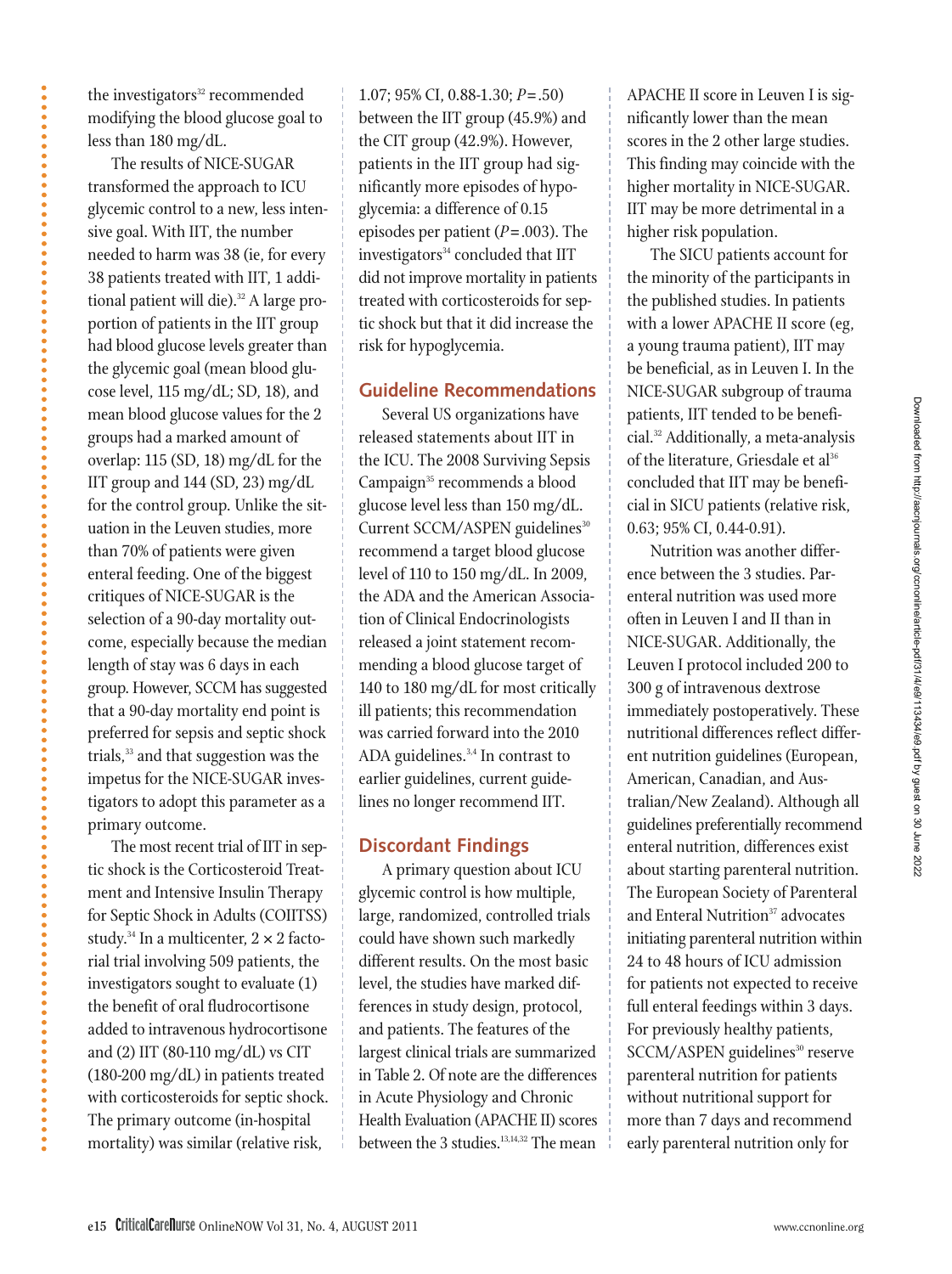the investigators[32] recommended modifying the blood glucose goal to less than 180 mg/dL.

The results of NICE-SUGAR transformed the approach to ICU glycemic control to a new, less intensive goal. With IIT, the number needed to harm was 38 (ie, for every 38 patients treated with IIT, 1 additional patient will die).[32] A large proportion of patients in the IIT group had blood glucose levels greater than the glycemic goal (mean blood glucose level, 115 mg/dL; SD, 18), and mean blood glucose values for the 2 groups had a marked amount of overlap: 115 (SD, 18) mg/dL for the IIT group and 144 (SD, 23) mg/dL for the control group. Unlike the situation in the Leuven studies, more than 70% of patients were given enteral feeding. One of the biggest critiques of NICE-SUGAR is the selection of a 90-day mortality outcome, especially because the median length of stay was 6 days in each group. However, SCCM has suggested that a 90-day mortality end point is preferred for sepsis and septic shock trials,[33] and that suggestion was the impetus for the NICE-SUGAR investigators to adopt this parameter as a primary outcome.

The most recent trial of IIT in septic shock is the Corticosteroid Treatment and Intensive Insulin Therapy for Septic Shock in Adults (COIITSS) study.[34] In a multicenter, $2 \times 2$ factorial trial involving 509 patients, the investigators sought to evaluate (1) the benefit of oral fludrocortisone added to intravenous hydrocortisone and (2) IIT (80-110 mg/dL) vs CIT (180-200 mg/dL) in patients treated with corticosteroids for septic shock. The primary outcome (in-hospital mortality) was similar (relative risk, 1.07; 95% CI, 0.88-1.30; $P = .50$) between the IIT group (45.9%) and the CIT group (42.9%). However, patients in the IIT group had significantly more episodes of hypoglycemia: a difference of 0.15 episodes per patient ($P = .003$). The investigators[34] concluded that IIT did not improve mortality in patients treated with corticosteroids for septic shock but that it did increase the risk for hypoglycemia.

## Guideline Recommendations

Several US organizations have released statements about IIT in the ICU. The 2008 Surviving Sepsis Campaign[35] recommends a blood glucose level less than 150 mg/dL. Current SCCM/ASPEN guidelines[30] recommend a target blood glucose level of 110 to 150 mg/dL. In 2009, the ADA and the American Association of Clinical Endocrinologists released a joint statement recommending a blood glucose target of 140 to 180 mg/dL for most critically ill patients; this recommendation was carried forward into the 2010 ADA guidelines.[3,4] In contrast to earlier guidelines, current guidelines no longer recommend IIT.

## Discordant Findings

A primary question about ICU glycemic control is how multiple, large, randomized, controlled trials could have shown such markedly different results. On the most basic level, the studies have marked differences in study design, protocol, and patients. The features of the largest clinical trials are summarized in Table 2. Of note are the differences in Acute Physiology and Chronic Health Evaluation (APACHE II) scores between the 3 studies.[13,14,32] The mean APACHE II score in Leuven I is significantly lower than the mean scores in the 2 other large studies. This finding may coincide with the higher mortality in NICE-SUGAR. IIT may be more detrimental in a higher risk population.

The SICU patients account for the minority of the participants in the published studies. In patients with a lower APACHE II score (eg, a young trauma patient), IIT may be beneficial, as in Leuven I. In the NICE-SUGAR subgroup of trauma patients, IIT tended to be beneficial.[32] Additionally, a meta-analysis of the literature, Griesdale et al[36] concluded that IIT may be beneficial in SICU patients (relative risk, 0.63; 95% CI, 0.44-0.91).

Nutrition was another difference between the 3 studies. Parenteral nutrition was used more often in Leuven I and II than in NICE-SUGAR. Additionally, the Leuven I protocol included 200 to 300 g of intravenous dextrose immediately postoperatively. These nutritional differences reflect different nutrition guidelines (European, American, Canadian, and Australian/New Zealand). Although all guidelines preferentially recommend enteral nutrition, differences exist about starting parenteral nutrition. The European Society of Parenteral and Enteral Nutrition[37] advocates initiating parenteral nutrition within 24 to 48 hours of ICU admission for patients not expected to receive full enteral feedings within 3 days. For previously healthy patients, SCCM/ASPEN guidelines[30] reserve parenteral nutrition for patients without nutritional support for more than 7 days and recommend early parenteral nutrition only for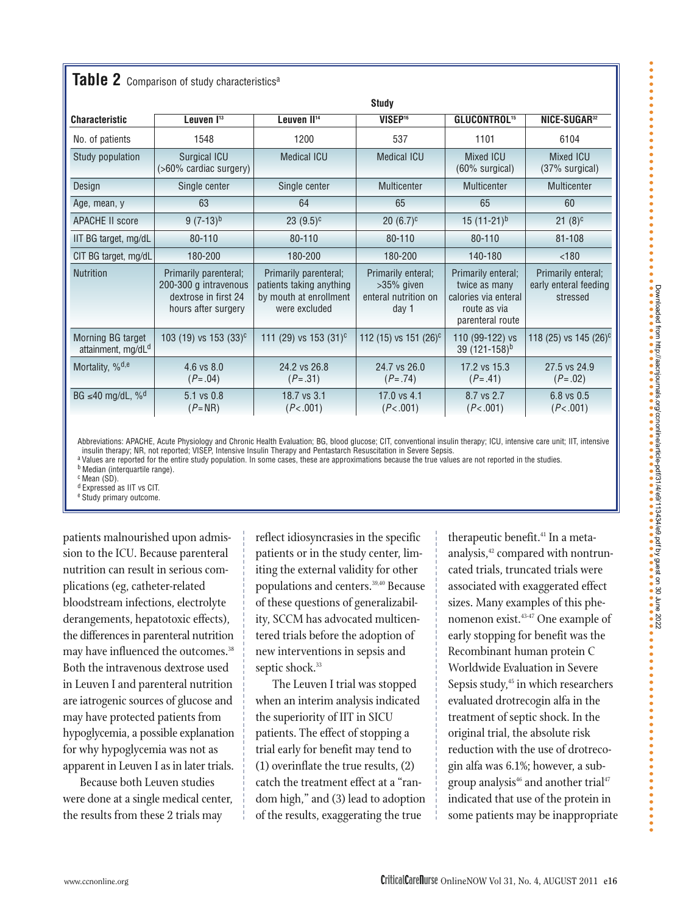**Table 2** Comparison of study characteristics[a]

| Characteristic | Study | | | | |
|---|---|---|---|---|---|
| | Leuven I[13] | Leuven II[14] | VISEP[16] | GLUCONTROL[15] | NICE-SUGAR[32] |
| No. of patients | 1548 | 1200 | 537 | 1101 | 6104 |
| Study population | Surgical ICU (>60% cardiac surgery) | Medical ICU | Medical ICU | Mixed ICU (60% surgical) | Mixed ICU (37% surgical) |
| Design | Single center | Single center | Multicenter | Multicenter | Multicenter |
| Age, mean, y | 63 | 64 | 65 | 65 | 60 |
| APACHE II score | 9 (7-13)[b] | 23 (9.5)[c] | 20 (6.7)[c] | 15 (11-21)[b] | 21 (8)[c] |
| IIT BG target, mg/dL | 80-110 | 80-110 | 80-110 | 80-110 | 81-108 |
| CIT BG target, mg/dL | 180-200 | 180-200 | 180-200 | 140-180 | <180 |
| Nutrition | Primarily parenteral; 200-300 g intravenous dextrose in first 24 hours after surgery | Primarily parenteral; patients taking anything by mouth at enrollment were excluded | Primarily enteral; >35% given enteral nutrition on day 1 | Primarily enteral; twice as many calories via enteral route as via parenteral route | Primarily enteral; early enteral feeding stressed |
| Morning BG target attainment, mg/dL[d] | 103 (19) vs 153 (33)[c] | 111 (29) vs 153 (31)[c] | 112 (15) vs 151 (26)[c] | 110 (99-122) vs 39 (121-158)[b] | 118 (25) vs 145 (26)[c] |
| Mortality, %[d,e] | 4.6 vs 8.0 ($P$=.04) | 24.2 vs 26.8 ($P$=.31) | 24.7 vs 26.0 ($P$=.74) | 17.2 vs 15.3 ($P$=.41) | 27.5 vs 24.9 ($P$=.02) |
| BG ≤40 mg/dL, %[d] | 5.1 vs 0.8 ($P$=NR) | 18.7 vs 3.1 ($P$<.001) | 17.0 vs 4.1 ($P$<.001) | 8.7 vs 2.7 ($P$<.001) | 6.8 vs 0.5 ($P$<.001) |

Abbreviations: APACHE, Acute Physiology and Chronic Health Evaluation; BG, blood glucose; CIT, conventional insulin therapy; ICU, intensive care unit; IIT, intensive insulin therapy; NR, not reported; VISEP, Intensive Insulin Therapy and Pentastarch Resuscitation in Severe Sepsis.
[a] Values are reported for the entire study population. In some cases, these are approximations because the true values are not reported in the studies.
[b] Median (interquartile range).
[c] Mean (SD).
[d] Expressed as IIT vs CIT.
[e] Study primary outcome.

patients malnourished upon admission to the ICU. Because parenteral nutrition can result in serious complications (eg, catheter-related bloodstream infections, electrolyte derangements, hepatotoxic effects), the differences in parenteral nutrition may have influenced the outcomes.[38] Both the intravenous dextrose used in Leuven I and parenteral nutrition are iatrogenic sources of glucose and may have protected patients from hypoglycemia, a possible explanation for why hypoglycemia was not as apparent in Leuven I as in later trials.

Because both Leuven studies were done at a single medical center, the results from these 2 trials may reflect idiosyncrasies in the specific patients or in the study center, limiting the external validity for other populations and centers.[39,40] Because of these questions of generalizability, SCCM has advocated multicentered trials before the adoption of new interventions in sepsis and septic shock.[33]

The Leuven I trial was stopped when an interim analysis indicated the superiority of IIT in SICU patients. The effect of stopping a trial early for benefit may tend to (1) overinflate the true results, (2) catch the treatment effect at a "random high," and (3) lead to adoption of the results, exaggerating the true therapeutic benefit.[41] In a meta-analysis,[42] compared with nontruncated trials, truncated trials were associated with exaggerated effect sizes. Many examples of this phenomenon exist.[43-47] One example of early stopping for benefit was the Recombinant human protein C Worldwide Evaluation in Severe Sepsis study,[45] in which researchers evaluated drotrecogin alfa in the treatment of septic shock. In the original trial, the absolute risk reduction with the use of drotrecogin alfa was 6.1%; however, a subgroup analysis[46] and another trial[47] indicated that use of the protein in some patients may be inappropriate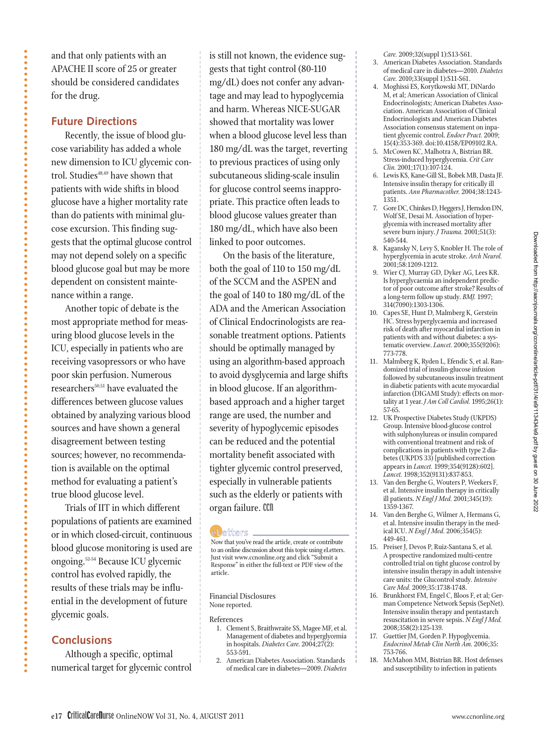and that only patients with an APACHE II score of 25 or greater should be considered candidates for the drug.

## Future Directions

Recently, the issue of blood glucose variability has added a whole new dimension to ICU glycemic control. Studies[48,49] have shown that patients with wide shifts in blood glucose have a higher mortality rate than do patients with minimal glucose excursion. This finding suggests that the optimal glucose control may not depend solely on a specific blood glucose goal but may be more dependent on consistent maintenance within a range.

Another topic of debate is the most appropriate method for measuring blood glucose levels in the ICU, especially in patients who are receiving vasopressors or who have poor skin perfusion. Numerous researchers[50,51] have evaluated the differences between glucose values obtained by analyzing various blood sources and have shown a general disagreement between testing sources; however, no recommendation is available on the optimal method for evaluating a patient's true blood glucose level.

Trials of IIT in which different populations of patients are examined or in which closed-circuit, continuous blood glucose monitoring is used are ongoing.[52-54] Because ICU glycemic control has evolved rapidly, the results of these trials may be influential in the development of future glycemic goals.

## Conclusions

Although a specific, optimal numerical target for glycemic control is still not known, the evidence suggests that tight control (80-110 mg/dL) does not confer any advantage and may lead to hypoglycemia and harm. Whereas NICE-SUGAR showed that mortality was lower when a blood glucose level less than 180 mg/dL was the target, reverting to previous practices of using only subcutaneous sliding-scale insulin for glucose control seems inappropriate. This practice often leads to blood glucose values greater than 180 mg/dL, which have also been linked to poor outcomes.

On the basis of the literature, both the goal of 110 to 150 mg/dL of the SCCM and the ASPEN and the goal of 140 to 180 mg/dL of the ADA and the American Association of Clinical Endocrinologists are reasonable treatment options. Patients should be optimally managed by using an algorithm-based approach to avoid dysglycemia and large shifts in blood glucose. If an algorithm-based approach and a higher target range are used, the number and severity of hypoglycemic episodes can be reduced and the potential mortality benefit associated with tighter glycemic control preserved, especially in vulnerable patients such as the elderly or patients with organ failure. CCN

**eLetters**

Now that you've read the article, create or contribute to an online discussion about this topic using eLetters. Just visit www.ccnonline.org and click "Submit a Response" in either the full-text or PDF view of the article.

Financial Disclosures
None reported.

References

1. Clement S, Braithwraite SS, Magee MF, et al. Management of diabetes and hyperglycemia in hospitals. *Diabetes Care.* 2004;27(2):553-591.
2. American Diabetes Association. Standards of medical care in diabetes—2009. *Diabetes Care.* 2009;32(suppl 1):S13-S61.
3. American Diabetes Association. Standards of medical care in diabetes—2010. *Diabetes Care.* 2010;33(suppl 1):S11-S61.
4. Moghissi ES, Korytkowski MT, DiNardo M, et al; American Association of Clinical Endocrinologists; American Diabetes Association. American Association of Clinical Endocrinologists and American Diabetes Association consensus statement on inpatient glycemic control. *Endocr Pract.* 2009;15(4):353-369. doi:10.4158/EP09102.RA.
5. McCowen KC, Malhotra A, Bistrian BR. Stress-induced hyperglycemia. *Crit Care Clin.* 2001;17(1):107-124.
6. Lewis KS, Kane-Gill SL, Bobek MB, Dasta JF. Intensive insulin therapy for critically ill patients. *Ann Pharmacother.* 2004;38:1243-1351.
7. Gore DC, Chinkes D, Heggers J, Herndon DN, Wolf SE, Desai M. Association of hyperglycemia with increased mortality after severe burn injury. *J Trauma.* 2001;51(3):540-544.
8. Kagansky N, Levy S, Knobler H. The role of hyperglycemia in acute stroke. *Arch Neurol.* 2001;58:1209-1212.
9. Wier CJ, Murray GD, Dyker AG, Lees KR. Is hyperglycaemia an independent predictor of poor outcome after stroke? Results of a long-term follow up study. *BMJ.* 1997;314(7090):1303-1306.
10. Capes SE, Hunt D, Malmberg K, Gerstein HC. Stress hyperglycaemia and increased risk of death after myocardial infarction in patients with and without diabetes: a systematic overview. *Lancet.* 2000;355(9206):773-778.
11. Malmberg K, Ryden L, Efendic S, et al. Randomized trial of insulin-glucose infusion followed by subcutaneous insulin treatment in diabetic patients with acute myocardial infarction (DIGAMI Study): effects on mortality at 1 year. *J Am Coll Cardiol.* 1995;26(1):57-65.
12. UK Prospective Diabetes Study (UKPDS) Group. Intensive blood-glucose control with sulphonylureas or insulin compared with conventional treatment and risk of complications in patients with type 2 diabetes (UKPDS 33) [published correction appears in *Lancet.* 1999;354(9128):602]. *Lancet.* 1998;352(9131):837-853.
13. Van den Berghe G, Wouters P, Weekers F, et al. Intensive insulin therapy in critically ill patients. *N Engl J Med.* 2001;345(19):1359-1367.
14. Van den Berghe G, Wilmer A, Hermans G, et al. Intensive insulin therapy in the medical ICU. *N Engl J Med.* 2006;354(5):449-461.
15. Preiser J, Devos P, Ruiz-Santana S, et al. A prospective randomized multi-centre controlled trial on tight glucose control by intensive insulin therapy in adult intensive care units: the Glucontrol study. *Intensive Care Med.* 2009;35:1738-1748.
16. Brunkhorst FM, Engel C, Bloos F, et al; German Competence Network Sepsis (SepNet). Intensive insulin therapy and pentastarch resuscitation in severe sepsis. *N Engl J Med.* 2008;358(2):125-139.
17. Guettier JM, Gorden P. Hypoglycemia. *Endocrinol Metab Clin North Am.* 2006;35:753-766.
18. McMahon MM, Bistrian BR. Host defenses and susceptibility to infection in patients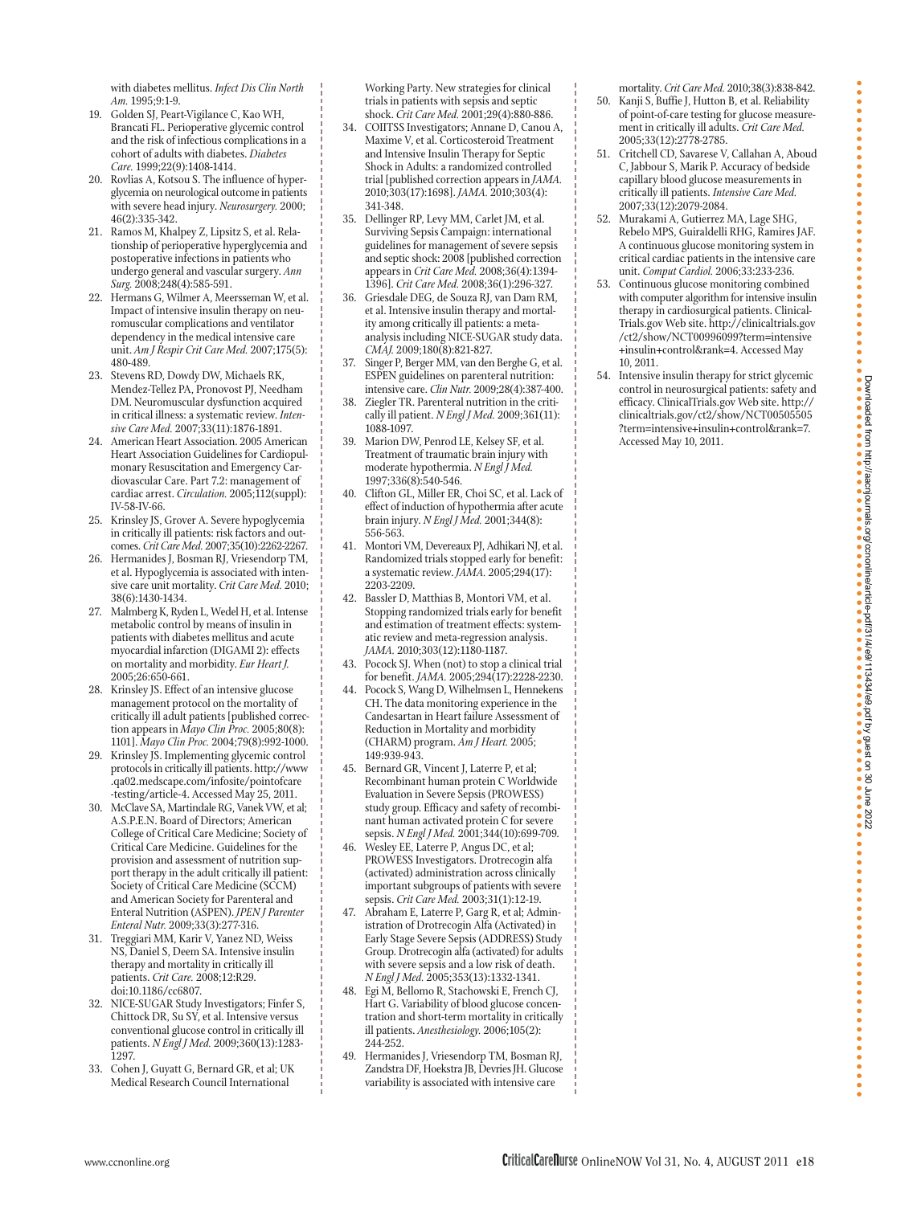with diabetes mellitus. *Infect Dis Clin North Am.* 1995;9:1-9.

19. Golden SJ, Peart-Vigilance C, Kao WH, Brancati FL. Perioperative glycemic control and the risk of infectious complications in a cohort of adults with diabetes. *Diabetes Care.* 1999;22(9):1408-1414.
20. Rovlias A, Kotsou S. The influence of hyperglycemia on neurological outcome in patients with severe head injury. *Neurosurgery.* 2000; 46(2):335-342.
21. Ramos M, Khalpey Z, Lipsitz S, et al. Relationship of perioperative hyperglycemia and postoperative infections in patients who undergo general and vascular surgery. *Ann Surg.* 2008;248(4):585-591.
22. Hermans G, Wilmer A, Meersseman W, et al. Impact of intensive insulin therapy on neuromuscular complications and ventilator dependency in the medical intensive care unit. *Am J Respir Crit Care Med.* 2007;175(5): 480-489.
23. Stevens RD, Dowdy DW, Michaels RK, Mendez-Tellez PA, Pronovost PJ, Needham DM. Neuromuscular dysfunction acquired in critical illness: a systematic review. *Intensive Care Med.* 2007;33(11):1876-1891.
24. American Heart Association. 2005 American Heart Association Guidelines for Cardiopulmonary Resuscitation and Emergency Cardiovascular Care. Part 7.2: management of cardiac arrest. *Circulation.* 2005;112(suppl): IV-58-IV-66.
25. Krinsley JS, Grover A. Severe hypoglycemia in critically ill patients: risk factors and outcomes. *Crit Care Med.* 2007;35(10):2262-2267.
26. Hermanides J, Bosman RJ, Vriesendorp TM, et al. Hypoglycemia is associated with intensive care unit mortality. *Crit Care Med.* 2010; 38(6):1430-1434.
27. Malmberg K, Ryden L, Wedel H, et al. Intense metabolic control by means of insulin in patients with diabetes mellitus and acute myocardial infarction (DIGAMI 2): effects on mortality and morbidity. *Eur Heart J.* 2005;26:650-661.
28. Krinsley JS. Effect of an intensive glucose management protocol on the mortality of critically ill adult patients [published correction appears in *Mayo Clin Proc.* 2005;80(8): 1101]. *Mayo Clin Proc.* 2004;79(8):992-1000.
29. Krinsley JS. Implementing glycemic control protocols in critically ill patients. http://www.qa02.medscape.com/infosite/pointofcare-testing/article-4. Accessed May 25, 2011.
30. McClave SA, Martindale RG, Vanek VW, et al; A.S.P.E.N. Board of Directors; American College of Critical Care Medicine; Society of Critical Care Medicine. Guidelines for the provision and assessment of nutrition support therapy in the adult critically ill patient: Society of Critical Care Medicine (SCCM) and American Society for Parenteral and Enteral Nutrition (ASPEN). *JPEN J Parenter Enteral Nutr.* 2009;33(3):277-316.
31. Treggiari MM, Karir V, Yanez ND, Weiss NS, Daniel S, Deem SA. Intensive insulin therapy and mortality in critically ill patients. *Crit Care.* 2008;12:R29. doi:10.1186/cc6807.
32. NICE-SUGAR Study Investigators; Finfer S, Chittock DR, Su SY, et al. Intensive versus conventional glucose control in critically ill patients. *N Engl J Med.* 2009;360(13):1283-1297.
33. Cohen J, Guyatt G, Bernard GR, et al; UK Medical Research Council International Working Party. New strategies for clinical trials in patients with sepsis and septic shock. *Crit Care Med.* 2001;29(4):880-886.
34. COIITSS Investigators; Annane D, Canou A, Maxime V, et al. Corticosteroid Treatment and Intensive Insulin Therapy for Septic Shock in Adults: a randomized controlled trial [published correction appears in *JAMA.* 2010;303(17):1698]. *JAMA.* 2010;303(4): 341-348.
35. Dellinger RP, Levy MM, Carlet JM, et al. Surviving Sepsis Campaign: international guidelines for management of severe sepsis and septic shock: 2008 [published correction appears in *Crit Care Med.* 2008;36(4):1394-1396]. *Crit Care Med.* 2008;36(1):296-327.
36. Griesdale DEG, de Souza RJ, van Dam RM, et al. Intensive insulin therapy and mortality among critically ill patients: a meta-analysis including NICE-SUGAR study data. *CMAJ.* 2009;180(8):821-827.
37. Singer P, Berger MM, van den Berghe G, et al. ESPEN guidelines on parenteral nutrition: intensive care. *Clin Nutr.* 2009;28(4):387-400.
38. Ziegler TR. Parenteral nutrition in the critically ill patient. *N Engl J Med.* 2009;361(11): 1088-1097.
39. Marion DW, Penrod LE, Kelsey SF, et al. Treatment of traumatic brain injury with moderate hypothermia. *N Engl J Med.* 1997;336(8):540-546.
40. Clifton GL, Miller ER, Choi SC, et al. Lack of effect of induction of hypothermia after acute brain injury. *N Engl J Med.* 2001;344(8): 556-563.
41. Montori VM, Devereaux PJ, Adhikari NJ, et al. Randomized trials stopped early for benefit: a systematic review. *JAMA.* 2005;294(17): 2203-2209.
42. Bassler D, Matthias B, Montori VM, et al. Stopping randomized trials early for benefit and estimation of treatment effects: systematic review and meta-regression analysis. *JAMA.* 2010;303(12):1180-1187.
43. Pocock SJ. When (not) to stop a clinical trial for benefit. *JAMA.* 2005;294(17):2228-2230.
44. Pocock S, Wang D, Wilhelmsen L, Hennekens CH. The data monitoring experience in the Candesartan in Heart failure Assessment of Reduction in Mortality and morbidity (CHARM) program. *Am J Heart.* 2005; 149:939-943.
45. Bernard GR, Vincent J, Laterre P, et al; Recombinant human protein C Worldwide Evaluation in Severe Sepsis (PROWESS) study group. Efficacy and safety of recombinant human activated protein C for severe sepsis. *N Engl J Med.* 2001;344(10):699-709.
46. Wesley EE, Laterre P, Angus DC, et al; PROWESS Investigators. Drotrecogin alfa (activated) administration across clinically important subgroups of patients with severe sepsis. *Crit Care Med.* 2003;31(1):12-19.
47. Abraham E, Laterre P, Garg R, et al; Administration of Drotrecogin Alfa (Activated) in Early Stage Severe Sepsis (ADDRESS) Study Group. Drotrecogin alfa (activated) for adults with severe sepsis and a low risk of death. *N Engl J Med.* 2005;353(13):1332-1341.
48. Egi M, Bellomo R, Stachowski E, French CJ, Hart G. Variability of blood glucose concentration and short-term mortality in critically ill patients. *Anesthesiology.* 2006;105(2): 244-252.
49. Hermanides J, Vriesendorp TM, Bosman RJ, Zandstra DF, Hoekstra JB, Devries JH. Glucose variability is associated with intensive care mortality. *Crit Care Med.* 2010;38(3):838-842.
50. Kanji S, Buffie J, Hutton B, et al. Reliability of point-of-care testing for glucose measurement in critically ill adults. *Crit Care Med.* 2005;33(12):2778-2785.
51. Critchell CD, Savarese V, Callahan A, Aboud C, Jabbour S, Marik P. Accuracy of bedside capillary blood glucose measurements in critically ill patients. *Intensive Care Med.* 2007;33(12):2079-2084.
52. Murakami A, Gutierrez MA, Lage SHG, Rebelo MPS, Guiraldelli RHG, Ramires JAF. A continuous glucose monitoring system in critical cardiac patients in the intensive care unit. *Comput Cardiol.* 2006;33:233-236.
53. Continuous glucose monitoring combined with computer algorithm for intensive insulin therapy in cardiosurgical patients. ClinicalTrials.gov Web site. http://clinicaltrials.gov/ct2/show/NCT00996099?term=intensive+insulin+control&rank=4. Accessed May 10, 2011.
54. Intensive insulin therapy for strict glycemic control in neurosurgical patients: safety and efficacy. ClinicalTrials.gov Web site. http://clinicaltrials.gov/ct2/show/NCT00505505?term=intensive+insulin+control&rank=7. Accessed May 10, 2011.